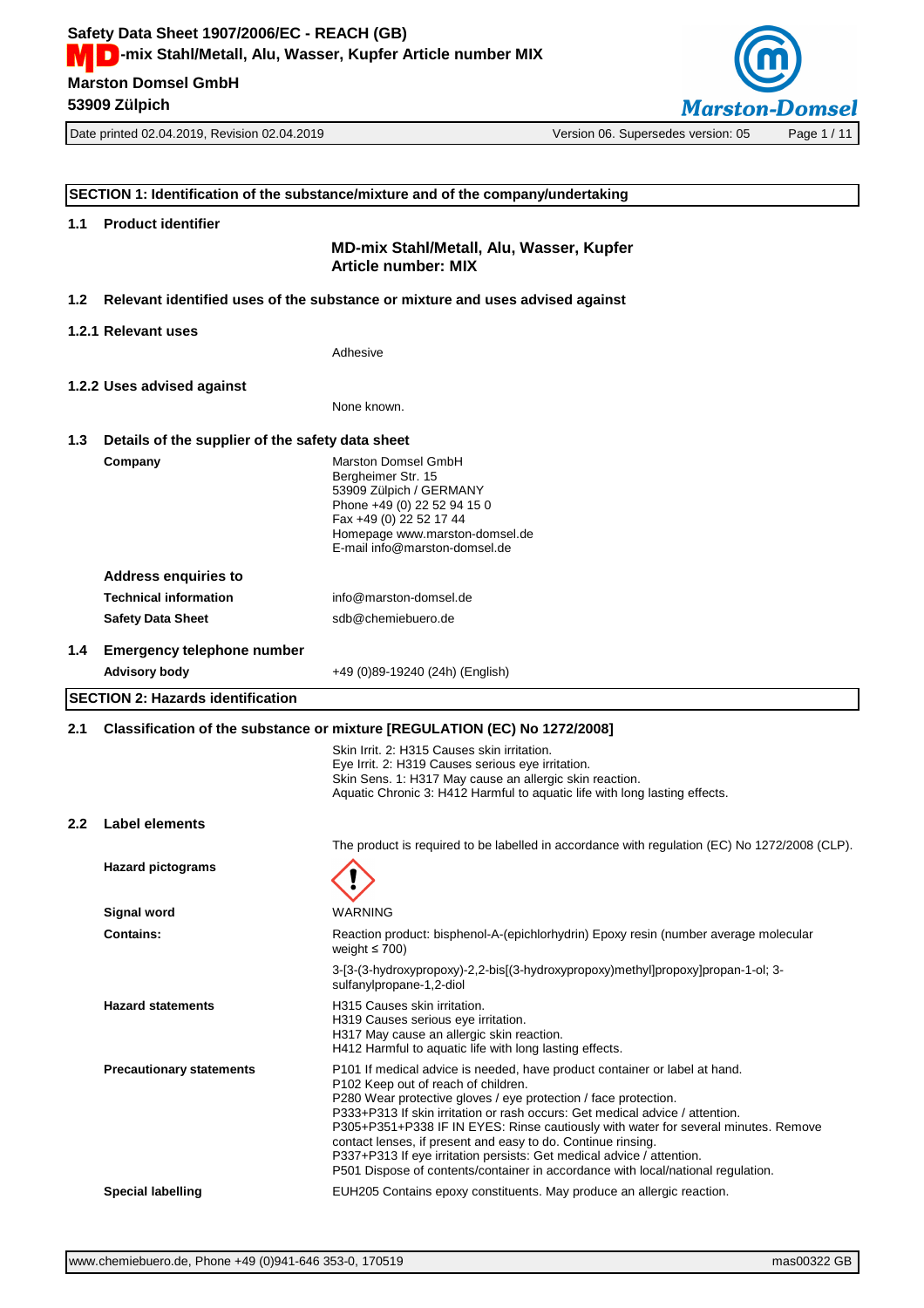## SECTION 1: Identification of the substance/mixture and of the company/undertaking

### 1.1 Product identifier

**MD-mix Stahl/Metall, Alu, Wasser, Kupfer**
**Article number: MIX**

### 1.2 Relevant identified uses of the substance or mixture and uses advised against

#### 1.2.1 Relevant uses

Adhesive

#### 1.2.2 Uses advised against

None known.

### 1.3 Details of the supplier of the safety data sheet

**Company**

Marston Domsel GmbH
Bergheimer Str. 15
53909 Zülpich / GERMANY
Phone +49 (0) 22 52 94 15 0
Fax +49 (0) 22 52 17 44
Homepage www.marston-domsel.de
E-mail info@marston-domsel.de

**Address enquiries to**

**Technical information** info@marston-domsel.de

**Safety Data Sheet** sdb@chemiebuero.de

### 1.4 Emergency telephone number

**Advisory body** +49 (0)89-19240 (24h) (English)

## SECTION 2: Hazards identification

### 2.1 Classification of the substance or mixture [REGULATION (EC) No 1272/2008]

Skin Irrit. 2: H315 Causes skin irritation.
Eye Irrit. 2: H319 Causes serious eye irritation.
Skin Sens. 1: H317 May cause an allergic skin reaction.
Aquatic Chronic 3: H412 Harmful to aquatic life with long lasting effects.

### 2.2 Label elements

The product is required to be labelled in accordance with regulation (EC) No 1272/2008 (CLP).

**Hazard pictograms**

**Signal word**

WARNING

**Contains:**

Reaction product: bisphenol-A-(epichlorhydrin) Epoxy resin (number average molecular weight ≤ 700)

3-[3-(3-hydroxypropoxy)-2,2-bis[(3-hydroxypropoxy)methyl]propoxy]propan-1-ol; 3-sulfanylpropane-1,2-diol

**Hazard statements**

H315 Causes skin irritation.
H319 Causes serious eye irritation.
H317 May cause an allergic skin reaction.
H412 Harmful to aquatic life with long lasting effects.

**Precautionary statements**

P101 If medical advice is needed, have product container or label at hand.
P102 Keep out of reach of children.
P280 Wear protective gloves / eye protection / face protection.
P333+P313 If skin irritation or rash occurs: Get medical advice / attention.
P305+P351+P338 IF IN EYES: Rinse cautiously with water for several minutes. Remove contact lenses, if present and easy to do. Continue rinsing.
P337+P313 If eye irritation persists: Get medical advice / attention.
P501 Dispose of contents/container in accordance with local/national regulation.

**Special labelling**

EUH205 Contains epoxy constituents. May produce an allergic reaction.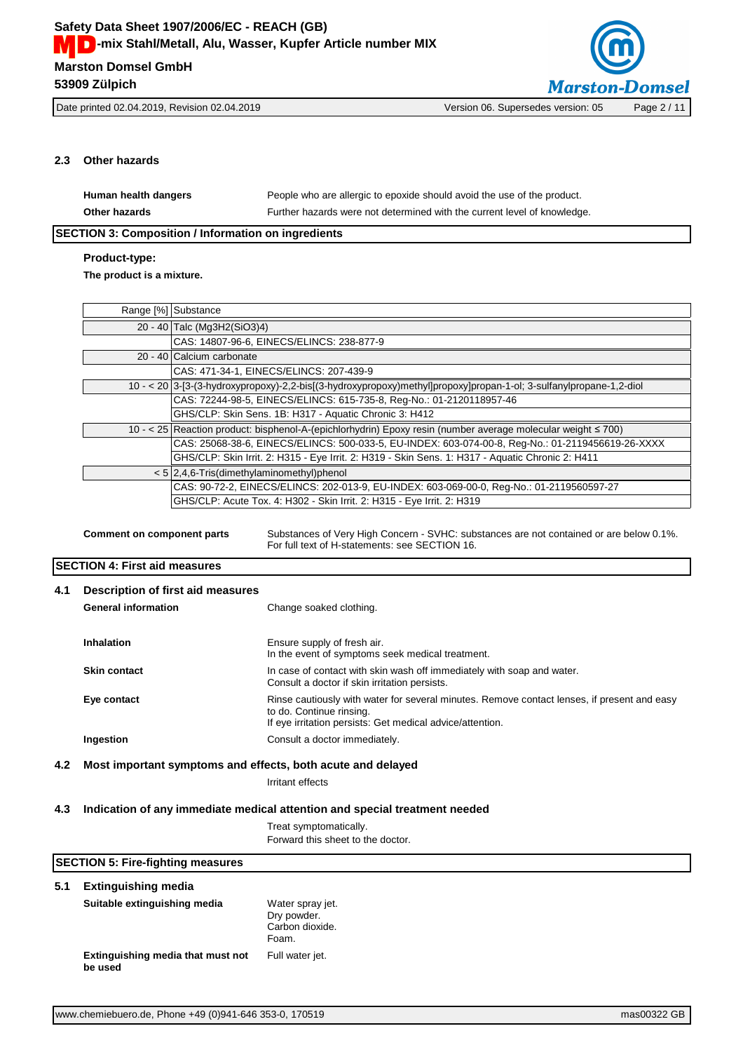### 2.3 Other hazards

**Human health dangers** People who are allergic to epoxide should avoid the use of the product.

**Other hazards** Further hazards were not determined with the current level of knowledge.

## SECTION 3: Composition / Information on ingredients

**Product-type:**

**The product is a mixture.**

| Range [%] | Substance |
|---|---|
| 20 - 40 | Talc ($Mg_3H_2(SiO_3)_4$) |
| | CAS: 14807-96-6, EINECS/ELINCS: 238-877-9 |
| 20 - 40 | Calcium carbonate |
| | CAS: 471-34-1, EINECS/ELINCS: 207-439-9 |
| 10 - < 20 | 3-[3-(3-hydroxypropoxy)-2,2-bis[(3-hydroxypropoxy)methyl]propoxy]propan-1-ol; 3-sulfanylpropane-1,2-diol |
| | CAS: 72244-98-5, EINECS/ELINCS: 615-735-8, Reg-No.: 01-2120118957-46 |
| | GHS/CLP: Skin Sens. 1B: H317 - Aquatic Chronic 3: H412 |
| 10 - < 25 | Reaction product: bisphenol-A-(epichlorhydrin) Epoxy resin (number average molecular weight ≤ 700) |
| | CAS: 25068-38-6, EINECS/ELINCS: 500-033-5, EU-INDEX: 603-074-00-8, Reg-No.: 01-2119456619-26-XXXX |
| | GHS/CLP: Skin Irrit. 2: H315 - Eye Irrit. 2: H319 - Skin Sens. 1: H317 - Aquatic Chronic 2: H411 |
| < 5 | 2,4,6-Tris(dimethylaminomethyl)phenol |
| | CAS: 90-72-2, EINECS/ELINCS: 202-013-9, EU-INDEX: 603-069-00-0, Reg-No.: 01-2119560597-27 |
| | GHS/CLP: Acute Tox. 4: H302 - Skin Irrit. 2: H315 - Eye Irrit. 2: H319 |

**Comment on component parts** Substances of Very High Concern - SVHC: substances are not contained or are below 0.1%. For full text of H-statements: see SECTION 16.

## SECTION 4: First aid measures

### 4.1 Description of first aid measures

**General information** Change soaked clothing.

**Inhalation** Ensure supply of fresh air. In the event of symptoms seek medical treatment.

**Skin contact** In case of contact with skin wash off immediately with soap and water. Consult a doctor if skin irritation persists.

**Eye contact** Rinse cautiously with water for several minutes. Remove contact lenses, if present and easy to do. Continue rinsing. If eye irritation persists: Get medical advice/attention.

**Ingestion** Consult a doctor immediately.

### 4.2 Most important symptoms and effects, both acute and delayed

Irritant effects

### 4.3 Indication of any immediate medical attention and special treatment needed

Treat symptomatically.
Forward this sheet to the doctor.

## SECTION 5: Fire-fighting measures

### 5.1 Extinguishing media

**Suitable extinguishing media** Water spray jet. Dry powder. Carbon dioxide. Foam.

**Extinguishing media that must not be used** Full water jet.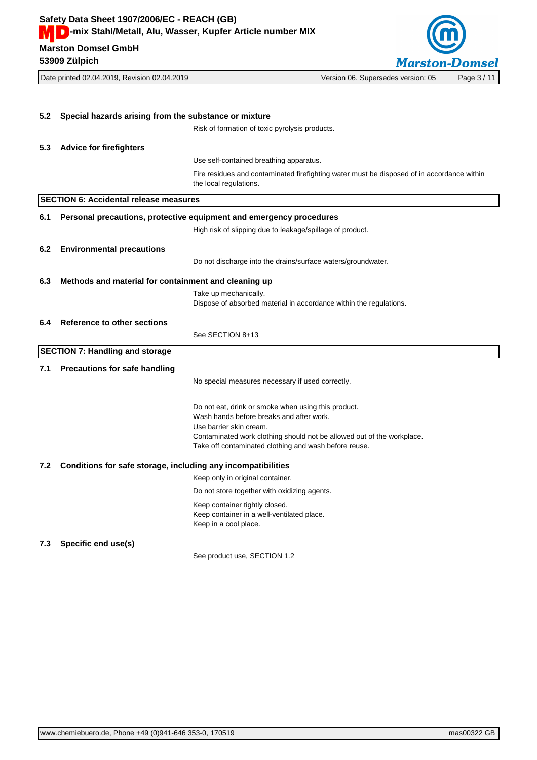### 5.2 Special hazards arising from the substance or mixture

Risk of formation of toxic pyrolysis products.

### 5.3 Advice for firefighters

Use self-contained breathing apparatus.

Fire residues and contaminated firefighting water must be disposed of in accordance within the local regulations.

## SECTION 6: Accidental release measures

### 6.1 Personal precautions, protective equipment and emergency procedures

High risk of slipping due to leakage/spillage of product.

### 6.2 Environmental precautions

Do not discharge into the drains/surface waters/groundwater.

### 6.3 Methods and material for containment and cleaning up

Take up mechanically.
Dispose of absorbed material in accordance within the regulations.

### 6.4 Reference to other sections

See SECTION 8+13

## SECTION 7: Handling and storage

### 7.1 Precautions for safe handling

No special measures necessary if used correctly.

Do not eat, drink or smoke when using this product.
Wash hands before breaks and after work.
Use barrier skin cream.
Contaminated work clothing should not be allowed out of the workplace.
Take off contaminated clothing and wash before reuse.

### 7.2 Conditions for safe storage, including any incompatibilities

Keep only in original container.

Do not store together with oxidizing agents.

Keep container tightly closed.
Keep container in a well-ventilated place.
Keep in a cool place.

### 7.3 Specific end use(s)

See product use, SECTION 1.2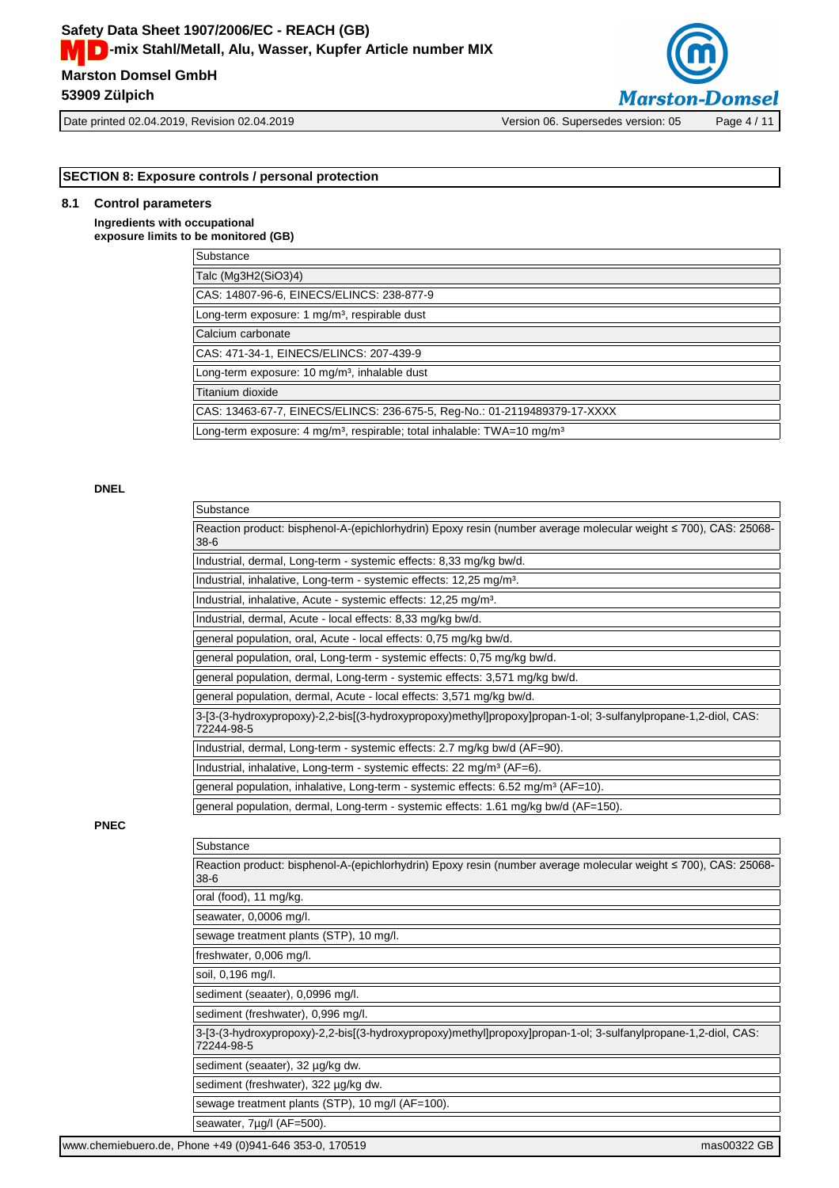## SECTION 8: Exposure controls / personal protection

### 8.1 Control parameters

**Ingredients with occupational exposure limits to be monitored (GB)**

| Substance |
|---|
| Talc ($Mg_3H_2(SiO_3)_4$) |
| CAS: 14807-96-6, EINECS/ELINCS: 238-877-9 |
| Long-term exposure: 1 mg/m³, respirable dust |
| Calcium carbonate |
| CAS: 471-34-1, EINECS/ELINCS: 207-439-9 |
| Long-term exposure: 10 mg/m³, inhalable dust |
| Titanium dioxide |
| CAS: 13463-67-7, EINECS/ELINCS: 236-675-5, Reg-No.: 01-2119489379-17-XXXX |
| Long-term exposure: 4 mg/m³, respirable; total inhalable: TWA=10 mg/m³ |

**DNEL**

| Substance |
|---|
| Reaction product: bisphenol-A-(epichlorhydrin) Epoxy resin (number average molecular weight ≤ 700), CAS: 25068-38-6 |
| Industrial, dermal, Long-term - systemic effects: 8,33 mg/kg bw/d. |
| Industrial, inhalative, Long-term - systemic effects: 12,25 mg/m³. |
| Industrial, inhalative, Acute - systemic effects: 12,25 mg/m³. |
| Industrial, dermal, Acute - local effects: 8,33 mg/kg bw/d. |
| general population, oral, Acute - local effects: 0,75 mg/kg bw/d. |
| general population, oral, Long-term - systemic effects: 0,75 mg/kg bw/d. |
| general population, dermal, Long-term - systemic effects: 3,571 mg/kg bw/d. |
| general population, dermal, Acute - local effects: 3,571 mg/kg bw/d. |
| 3-[3-(3-hydroxypropoxy)-2,2-bis[(3-hydroxypropoxy)methyl]propoxy]propan-1-ol; 3-sulfanylpropane-1,2-diol, CAS: 72244-98-5 |
| Industrial, dermal, Long-term - systemic effects: 2.7 mg/kg bw/d (AF=90). |
| Industrial, inhalative, Long-term - systemic effects: 22 mg/m³ (AF=6). |
| general population, inhalative, Long-term - systemic effects: 6.52 mg/m³ (AF=10). |
| general population, dermal, Long-term - systemic effects: 1.61 mg/kg bw/d (AF=150). |

**PNEC**

| Substance |
|---|
| Reaction product: bisphenol-A-(epichlorhydrin) Epoxy resin (number average molecular weight ≤ 700), CAS: 25068-38-6 |
| oral (food), 11 mg/kg. |
| seawater, 0,0006 mg/l. |
| sewage treatment plants (STP), 10 mg/l. |
| freshwater, 0,006 mg/l. |
| soil, 0,196 mg/l. |
| sediment (seaater), 0,0996 mg/l. |
| sediment (freshwater), 0,996 mg/l. |
| 3-[3-(3-hydroxypropoxy)-2,2-bis[(3-hydroxypropoxy)methyl]propoxy]propan-1-ol; 3-sulfanylpropane-1,2-diol, CAS: 72244-98-5 |
| sediment (seaater), 32 µg/kg dw. |
| sediment (freshwater), 322 µg/kg dw. |
| sewage treatment plants (STP), 10 mg/l (AF=100). |
| seawater, 7µg/l (AF=500). |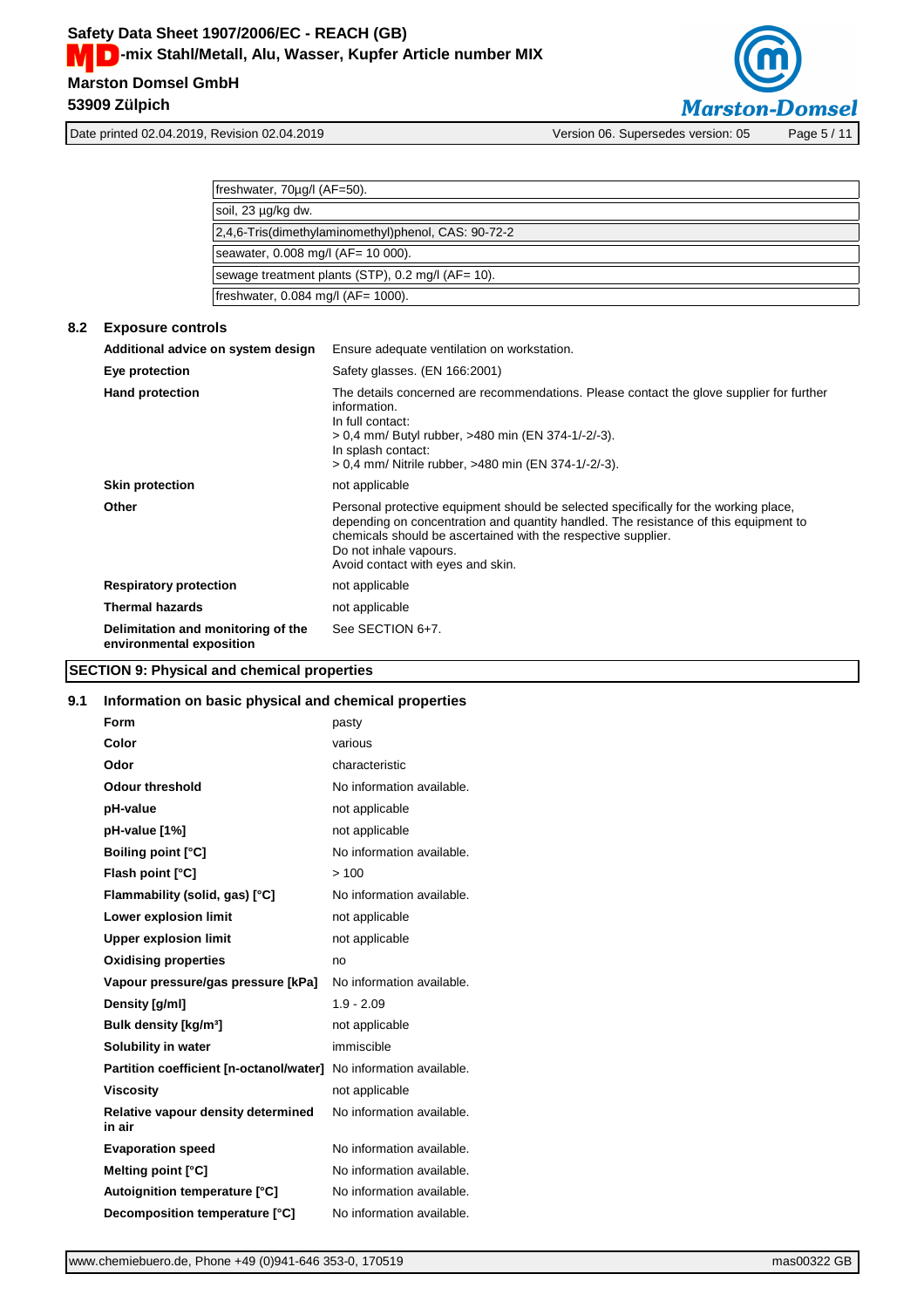| freshwater, 70µg/l (AF=50). |
|---|
| soil, 23 µg/kg dw. |
| 2,4,6-Tris(dimethylaminomethyl)phenol, CAS: 90-72-2 |
| seawater, 0.008 mg/l (AF= 10 000). |
| sewage treatment plants (STP), 0.2 mg/l (AF= 10). |
| freshwater, 0.084 mg/l (AF= 1000). |

### 8.2 Exposure controls

| | |
|---|---|
| **Additional advice on system design** | Ensure adequate ventilation on workstation. |
| **Eye protection** | Safety glasses. (EN 166:2001) |
| **Hand protection** | The details concerned are recommendations. Please contact the glove supplier for further information.<br>In full contact:<br>> 0,4 mm/ Butyl rubber, >480 min (EN 374-1/-2/-3).<br>In splash contact:<br>> 0,4 mm/ Nitrile rubber, >480 min (EN 374-1/-2/-3). |
| **Skin protection** | not applicable |
| **Other** | Personal protective equipment should be selected specifically for the working place, depending on concentration and quantity handled. The resistance of this equipment to chemicals should be ascertained with the respective supplier.<br>Do not inhale vapours.<br>Avoid contact with eyes and skin. |
| **Respiratory protection** | not applicable |
| **Thermal hazards** | not applicable |
| **Delimitation and monitoring of the environmental exposition** | See SECTION 6+7. |

## SECTION 9: Physical and chemical properties

### 9.1 Information on basic physical and chemical properties

| | |
|---|---|
| **Form** | pasty |
| **Color** | various |
| **Odor** | characteristic |
| **Odour threshold** | No information available. |
| **pH-value** | not applicable |
| **pH-value [1%]** | not applicable |
| **Boiling point [°C]** | No information available. |
| **Flash point [°C]** | > 100 |
| **Flammability (solid, gas) [°C]** | No information available. |
| **Lower explosion limit** | not applicable |
| **Upper explosion limit** | not applicable |
| **Oxidising properties** | no |
| **Vapour pressure/gas pressure [kPa]** | No information available. |
| **Density [g/ml]** | 1.9 - 2.09 |
| **Bulk density [kg/m³]** | not applicable |
| **Solubility in water** | immiscible |
| **Partition coefficient [n-octanol/water]** | No information available. |
| **Viscosity** | not applicable |
| **Relative vapour density determined in air** | No information available. |
| **Evaporation speed** | No information available. |
| **Melting point [°C]** | No information available. |
| **Autoignition temperature [°C]** | No information available. |
| **Decomposition temperature [°C]** | No information available. |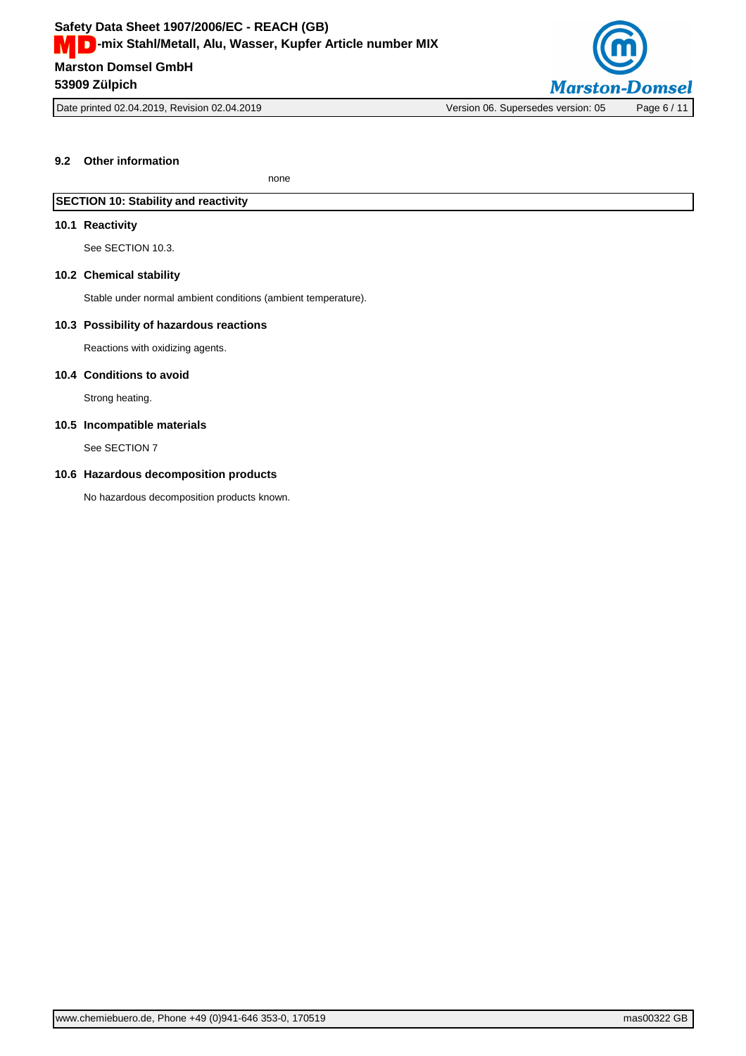### 9.2 Other information

none

## SECTION 10: Stability and reactivity

### 10.1 Reactivity

See SECTION 10.3.

### 10.2 Chemical stability

Stable under normal ambient conditions (ambient temperature).

### 10.3 Possibility of hazardous reactions

Reactions with oxidizing agents.

### 10.4 Conditions to avoid

Strong heating.

### 10.5 Incompatible materials

See SECTION 7

### 10.6 Hazardous decomposition products

No hazardous decomposition products known.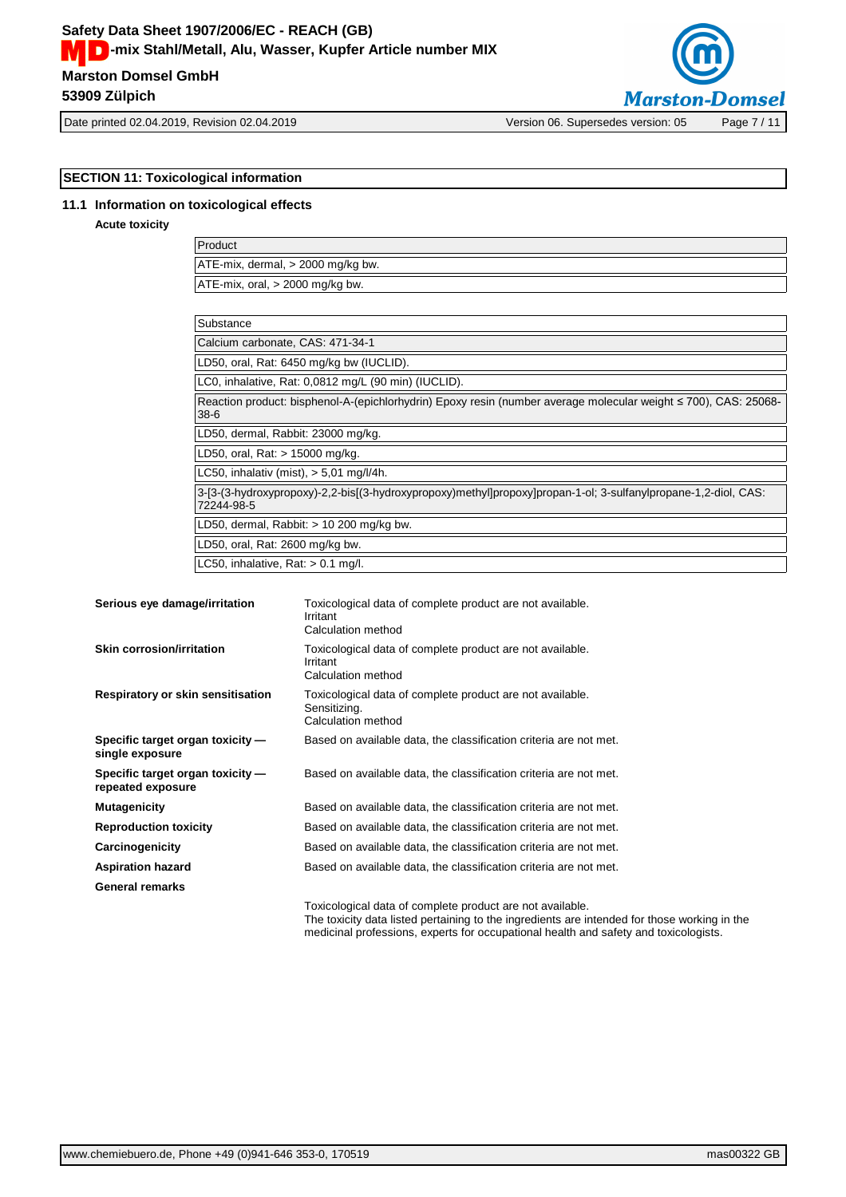## SECTION 11: Toxicological information

### 11.1 Information on toxicological effects

**Acute toxicity**

| Product |
|---|
| ATE-mix, dermal, > 2000 mg/kg bw. |
| ATE-mix, oral, > 2000 mg/kg bw. |

| Substance |
|---|
| Calcium carbonate, CAS: 471-34-1 |
| LD50, oral, Rat: 6450 mg/kg bw (IUCLID). |
| LC0, inhalative, Rat: 0,0812 mg/L (90 min) (IUCLID). |
| Reaction product: bisphenol-A-(epichlorhydrin) Epoxy resin (number average molecular weight ≤ 700), CAS: 25068-38-6 |
| LD50, dermal, Rabbit: 23000 mg/kg. |
| LD50, oral, Rat: > 15000 mg/kg. |
| LC50, inhalativ (mist), > 5,01 mg/l/4h. |
| 3-[3-(3-hydroxypropoxy)-2,2-bis[(3-hydroxypropoxy)methyl]propoxy]propan-1-ol; 3-sulfanylpropane-1,2-diol, CAS: 72244-98-5 |
| LD50, dermal, Rabbit: > 10 200 mg/kg bw. |
| LD50, oral, Rat: 2600 mg/kg bw. |
| LC50, inhalative, Rat: > 0.1 mg/l. |

**Serious eye damage/irritation**
Toxicological data of complete product are not available.
Irritant
Calculation method

**Skin corrosion/irritation**
Toxicological data of complete product are not available.
Irritant
Calculation method

**Respiratory or skin sensitisation**
Toxicological data of complete product are not available.
Sensitizing.
Calculation method

**Specific target organ toxicity — single exposure**
Based on available data, the classification criteria are not met.

**Specific target organ toxicity — repeated exposure**
Based on available data, the classification criteria are not met.

**Mutagenicity**
Based on available data, the classification criteria are not met.

**Reproduction toxicity**
Based on available data, the classification criteria are not met.

**Carcinogenicity**
Based on available data, the classification criteria are not met.

**Aspiration hazard**
Based on available data, the classification criteria are not met.

**General remarks**

Toxicological data of complete product are not available.
The toxicity data listed pertaining to the ingredients are intended for those working in the medicinal professions, experts for occupational health and safety and toxicologists.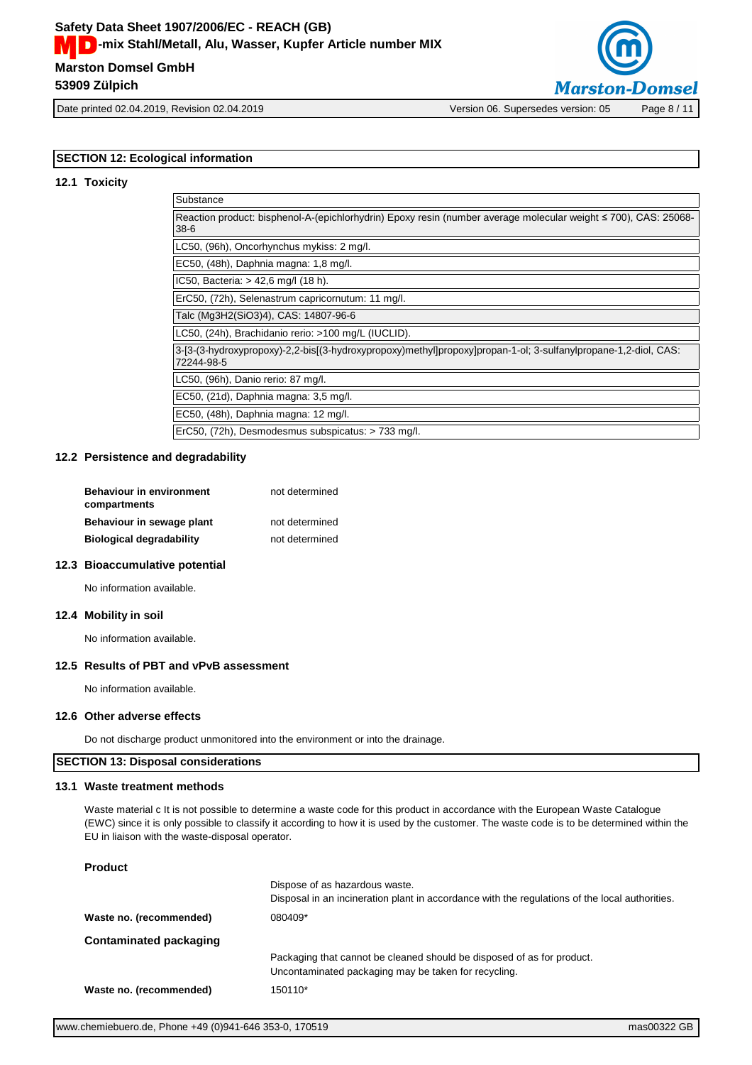## SECTION 12: Ecological information

### 12.1 Toxicity

| Substance |
|---|
| Reaction product: bisphenol-A-(epichlorhydrin) Epoxy resin (number average molecular weight ≤ 700), CAS: 25068-38-6 |
| LC50, (96h), Oncorhynchus mykiss: 2 mg/l. |
| EC50, (48h), Daphnia magna: 1,8 mg/l. |
| IC50, Bacteria: > 42,6 mg/l (18 h). |
| ErC50, (72h), Selenastrum capricornutum: 11 mg/l. |
| Talc ($Mg_3H_2(SiO_3)_4$), CAS: 14807-96-6 |
| LC50, (24h), Brachidanio rerio: >100 mg/L (IUCLID). |
| 3-[3-(3-hydroxypropoxy)-2,2-bis[(3-hydroxypropoxy)methyl]propoxy]propan-1-ol; 3-sulfanylpropane-1,2-diol, CAS: 72244-98-5 |
| LC50, (96h), Danio rerio: 87 mg/l. |
| EC50, (21d), Daphnia magna: 3,5 mg/l. |
| EC50, (48h), Daphnia magna: 12 mg/l. |
| ErC50, (72h), Desmodesmus subspicatus: > 733 mg/l. |

### 12.2 Persistence and degradability

| | |
|---|---|
| **Behaviour in environment compartments** | not determined |
| **Behaviour in sewage plant** | not determined |
| **Biological degradability** | not determined |

### 12.3 Bioaccumulative potential

No information available.

### 12.4 Mobility in soil

No information available.

### 12.5 Results of PBT and vPvB assessment

No information available.

### 12.6 Other adverse effects

Do not discharge product unmonitored into the environment or into the drainage.

## SECTION 13: Disposal considerations

### 13.1 Waste treatment methods

Waste material c It is not possible to determine a waste code for this product in accordance with the European Waste Catalogue (EWC) since it is only possible to classify it according to how it is used by the customer. The waste code is to be determined within the EU in liaison with the waste-disposal operator.

**Product**

Dispose of as hazardous waste.
Disposal in an incineration plant in accordance with the regulations of the local authorities.

**Waste no. (recommended)** 080409*

**Contaminated packaging**

Packaging that cannot be cleaned should be disposed of as for product.
Uncontaminated packaging may be taken for recycling.

**Waste no. (recommended)** 150110*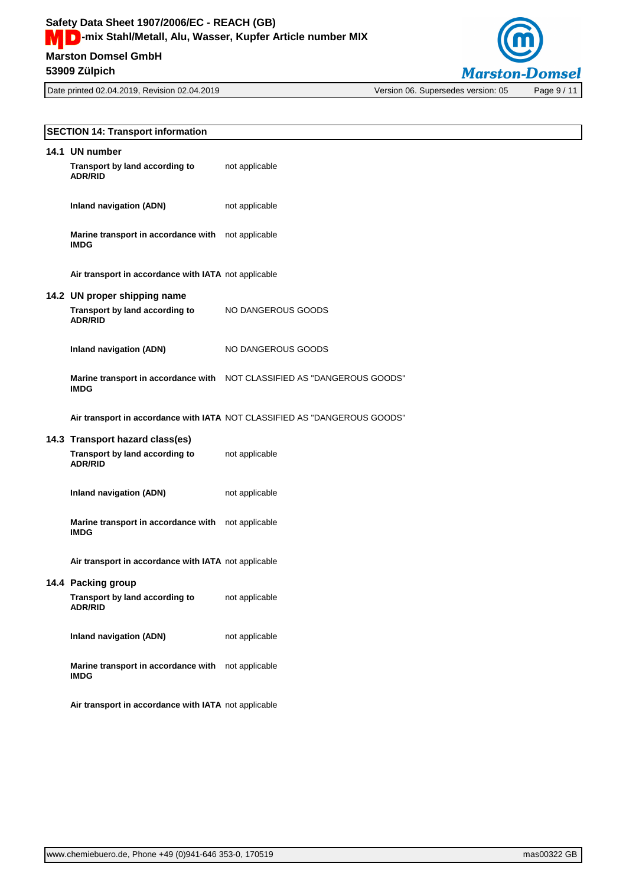## SECTION 14: Transport information

### 14.1 UN number

| | |
|---|---|
| **Transport by land according to ADR/RID** | not applicable |
| **Inland navigation (ADN)** | not applicable |
| **Marine transport in accordance with IMDG** | not applicable |
| **Air transport in accordance with IATA** | not applicable |

### 14.2 UN proper shipping name

| | |
|---|---|
| **Transport by land according to ADR/RID** | NO DANGEROUS GOODS |
| **Inland navigation (ADN)** | NO DANGEROUS GOODS |
| **Marine transport in accordance with IMDG** | NOT CLASSIFIED AS "DANGEROUS GOODS" |
| **Air transport in accordance with IATA** | NOT CLASSIFIED AS "DANGEROUS GOODS" |

### 14.3 Transport hazard class(es)

| | |
|---|---|
| **Transport by land according to ADR/RID** | not applicable |
| **Inland navigation (ADN)** | not applicable |
| **Marine transport in accordance with IMDG** | not applicable |
| **Air transport in accordance with IATA** | not applicable |

### 14.4 Packing group

| | |
|---|---|
| **Transport by land according to ADR/RID** | not applicable |
| **Inland navigation (ADN)** | not applicable |
| **Marine transport in accordance with IMDG** | not applicable |
| **Air transport in accordance with IATA** | not applicable |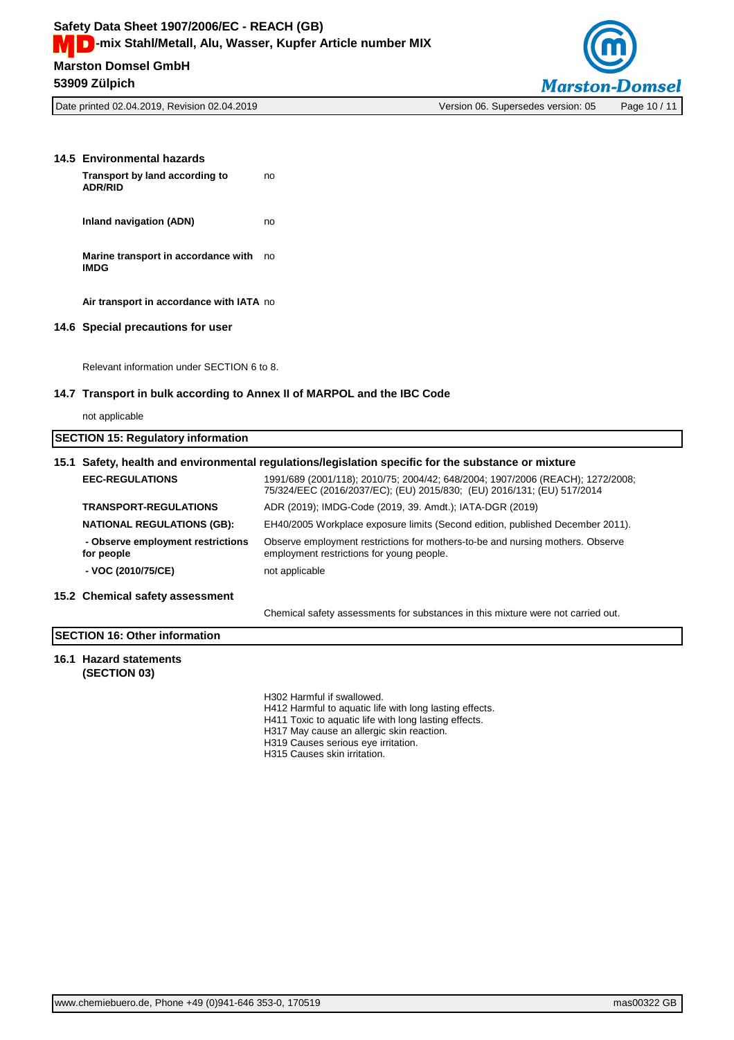### 14.5 Environmental hazards

| | |
|---|---|
| **Transport by land according to ADR/RID** | no |
| **Inland navigation (ADN)** | no |
| **Marine transport in accordance with IMDG** | no |
| **Air transport in accordance with IATA** | no |

### 14.6 Special precautions for user

Relevant information under SECTION 6 to 8.

### 14.7 Transport in bulk according to Annex II of MARPOL and the IBC Code

not applicable

## SECTION 15: Regulatory information

### 15.1 Safety, health and environmental regulations/legislation specific for the substance or mixture

| | |
|---|---|
| **EEC-REGULATIONS** | 1991/689 (2001/118); 2010/75; 2004/42; 648/2004; 1907/2006 (REACH); 1272/2008; 75/324/EEC (2016/2037/EC); (EU) 2015/830; (EU) 2016/131; (EU) 517/2014 |
| **TRANSPORT-REGULATIONS** | ADR (2019); IMDG-Code (2019, 39. Amdt.); IATA-DGR (2019) |
| **NATIONAL REGULATIONS (GB):** | EH40/2005 Workplace exposure limits (Second edition, published December 2011). |
| **- Observe employment restrictions for people** | Observe employment restrictions for mothers-to-be and nursing mothers. Observe employment restrictions for young people. |
| **- VOC (2010/75/CE)** | not applicable |

### 15.2 Chemical safety assessment

Chemical safety assessments for substances in this mixture were not carried out.

## SECTION 16: Other information

### 16.1 Hazard statements (SECTION 03)

H302 Harmful if swallowed.
H412 Harmful to aquatic life with long lasting effects.
H411 Toxic to aquatic life with long lasting effects.
H317 May cause an allergic skin reaction.
H319 Causes serious eye irritation.
H315 Causes skin irritation.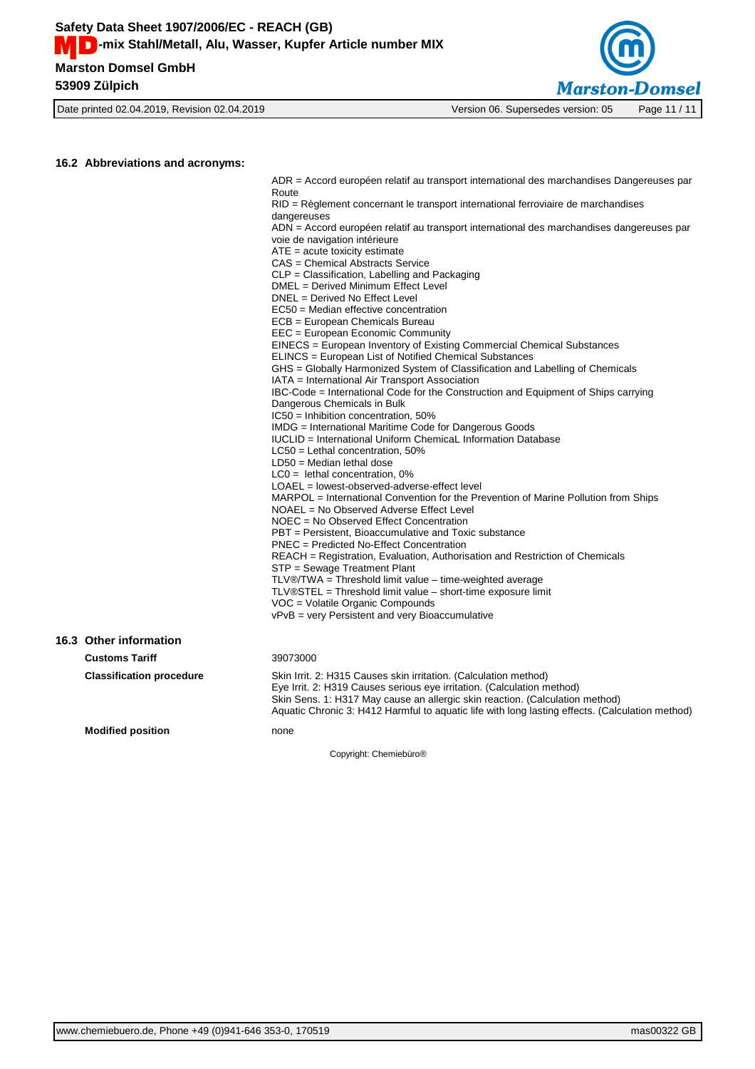### 16.2 Abbreviations and acronyms:

ADR = Accord européen relatif au transport international des marchandises Dangereuses par Route
RID = Règlement concernant le transport international ferroviaire de marchandises dangereuses
ADN = Accord européen relatif au transport international des marchandises dangereuses par voie de navigation intérieure
ATE = acute toxicity estimate
CAS = Chemical Abstracts Service
CLP = Classification, Labelling and Packaging
DMEL = Derived Minimum Effect Level
DNEL = Derived No Effect Level
EC50 = Median effective concentration
ECB = European Chemicals Bureau
EEC = European Economic Community
EINECS = European Inventory of Existing Commercial Chemical Substances
ELINCS = European List of Notified Chemical Substances
GHS = Globally Harmonized System of Classification and Labelling of Chemicals
IATA = International Air Transport Association
IBC-Code = International Code for the Construction and Equipment of Ships carrying Dangerous Chemicals in Bulk
IC50 = Inhibition concentration, 50%
IMDG = International Maritime Code for Dangerous Goods
IUCLID = International Uniform ChemicaL Information Database
LC50 = Lethal concentration, 50%
LD50 = Median lethal dose
LC0 = lethal concentration, 0%
LOAEL = lowest-observed-adverse-effect level
MARPOL = International Convention for the Prevention of Marine Pollution from Ships
NOAEL = No Observed Adverse Effect Level
NOEC = No Observed Effect Concentration
PBT = Persistent, Bioaccumulative and Toxic substance
PNEC = Predicted No-Effect Concentration
REACH = Registration, Evaluation, Authorisation and Restriction of Chemicals
STP = Sewage Treatment Plant
TLV®/TWA = Threshold limit value – time-weighted average
TLV®STEL = Threshold limit value – short-time exposure limit
VOC = Volatile Organic Compounds
vPvB = very Persistent and very Bioaccumulative

### 16.3 Other information

**Customs Tariff**

39073000

**Classification procedure**

Skin Irrit. 2: H315 Causes skin irritation. (Calculation method)
Eye Irrit. 2: H319 Causes serious eye irritation. (Calculation method)
Skin Sens. 1: H317 May cause an allergic skin reaction. (Calculation method)
Aquatic Chronic 3: H412 Harmful to aquatic life with long lasting effects. (Calculation method)

**Modified position**

none

Copyright: Chemiebüro®